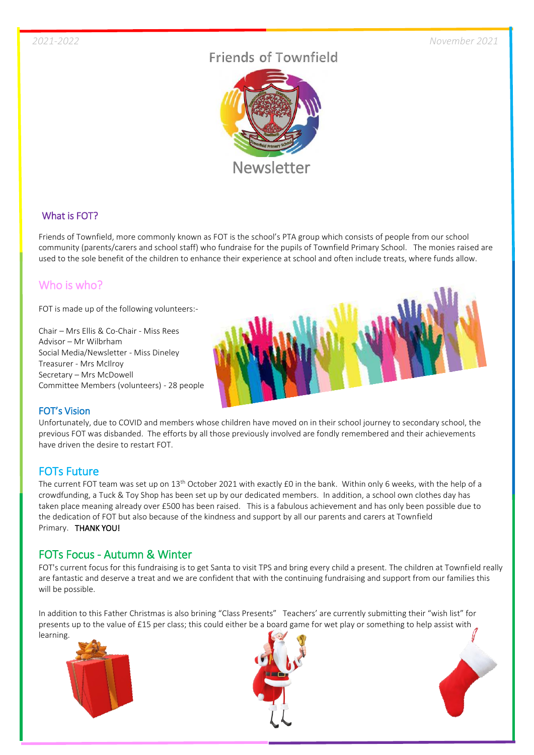*2021-2022*

*November 2021*

# Friends of Townfield

# Newsletter

## What is FOT?

Friends of Townfield, more commonly known as FOT is the school's PTA group which consists of people from our school community (parents/carers and school staff) who fundraise for the pupils of Townfield Primary School. The monies raised are used to the sole benefit of the children to enhance their experience at school and often include treats, where funds allow.

## Who is who?

FOT is made up of the following volunteers:-

Chair – Mrs Ellis & Co-Chair - Miss Rees
Advisor – Mr Wilbrham
Social Media/Newsletter - Miss Dineley
Treasurer - Mrs McIlroy
Secretary – Mrs McDowell
Committee Members (volunteers) - 28 people

## FOT's Vision

Unfortunately, due to COVID and members whose children have moved on in their school journey to secondary school, the previous FOT was disbanded. The efforts by all those previously involved are fondly remembered and their achievements have driven the desire to restart FOT.

## FOTs Future

The current FOT team was set up on 13th October 2021 with exactly £0 in the bank. Within only 6 weeks, with the help of a crowdfunding, a Tuck & Toy Shop has been set up by our dedicated members. In addition, a school own clothes day has taken place meaning already over £500 has been raised. This is a fabulous achievement and has only been possible due to the dedication of FOT but also because of the kindness and support by all our parents and carers at Townfield Primary. **THANK YOU!**

## FOTs Focus - Autumn & Winter

FOT's current focus for this fundraising is to get Santa to visit TPS and bring every child a present. The children at Townfield really are fantastic and deserve a treat and we are confident that with the continuing fundraising and support from our families this will be possible.

In addition to this Father Christmas is also brining "Class Presents" Teachers' are currently submitting their "wish list" for presents up to the value of £15 per class; this could either be a board game for wet play or something to help assist with learning.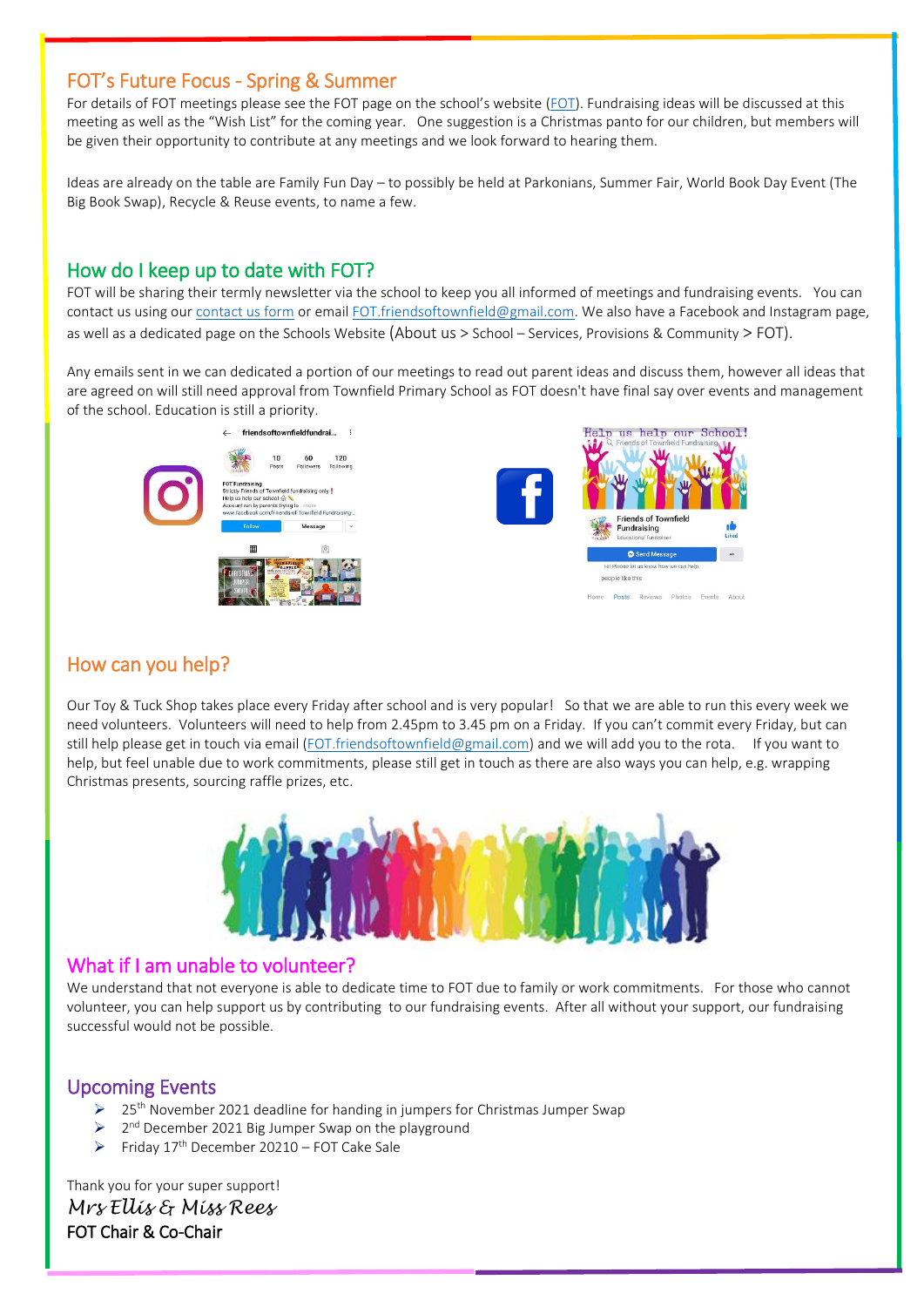## FOT's Future Focus - Spring & Summer

For details of FOT meetings please see the FOT page on the school's website (FOT). Fundraising ideas will be discussed at this meeting as well as the "Wish List" for the coming year. One suggestion is a Christmas panto for our children, but members will be given their opportunity to contribute at any meetings and we look forward to hearing them.

Ideas are already on the table are Family Fun Day – to possibly be held at Parkonians, Summer Fair, World Book Day Event (The Big Book Swap), Recycle & Reuse events, to name a few.

## How do I keep up to date with FOT?

FOT will be sharing their termly newsletter via the school to keep you all informed of meetings and fundraising events. You can contact us using our contact us form or email FOT.friendsoftownfield@gmail.com. We also have a Facebook and Instagram page, as well as a dedicated page on the Schools Website (About us > School – Services, Provisions & Community > FOT).

Any emails sent in we can dedicated a portion of our meetings to read out parent ideas and discuss them, however all ideas that are agreed on will still need approval from Townfield Primary School as FOT doesn't have final say over events and management of the school. Education is still a priority.

## How can you help?

Our Toy & Tuck Shop takes place every Friday after school and is very popular! So that we are able to run this every week we need volunteers. Volunteers will need to help from 2.45pm to 3.45 pm on a Friday. If you can't commit every Friday, but can still help please get in touch via email (FOT.friendsoftownfield@gmail.com) and we will add you to the rota. If you want to help, but feel unable due to work commitments, please still get in touch as there are also ways you can help, e.g. wrapping Christmas presents, sourcing raffle prizes, etc.

## What if I am unable to volunteer?

We understand that not everyone is able to dedicate time to FOT due to family or work commitments. For those who cannot volunteer, you can help support us by contributing to our fundraising events. After all without your support, our fundraising successful would not be possible.

## Upcoming Events

- 25th November 2021 deadline for handing in jumpers for Christmas Jumper Swap
- 2nd December 2021 Big Jumper Swap on the playground
- Friday 17th December 20210 – FOT Cake Sale

Thank you for your super support!

*Mrs Ellis & Miss Rees*

FOT Chair & Co-Chair